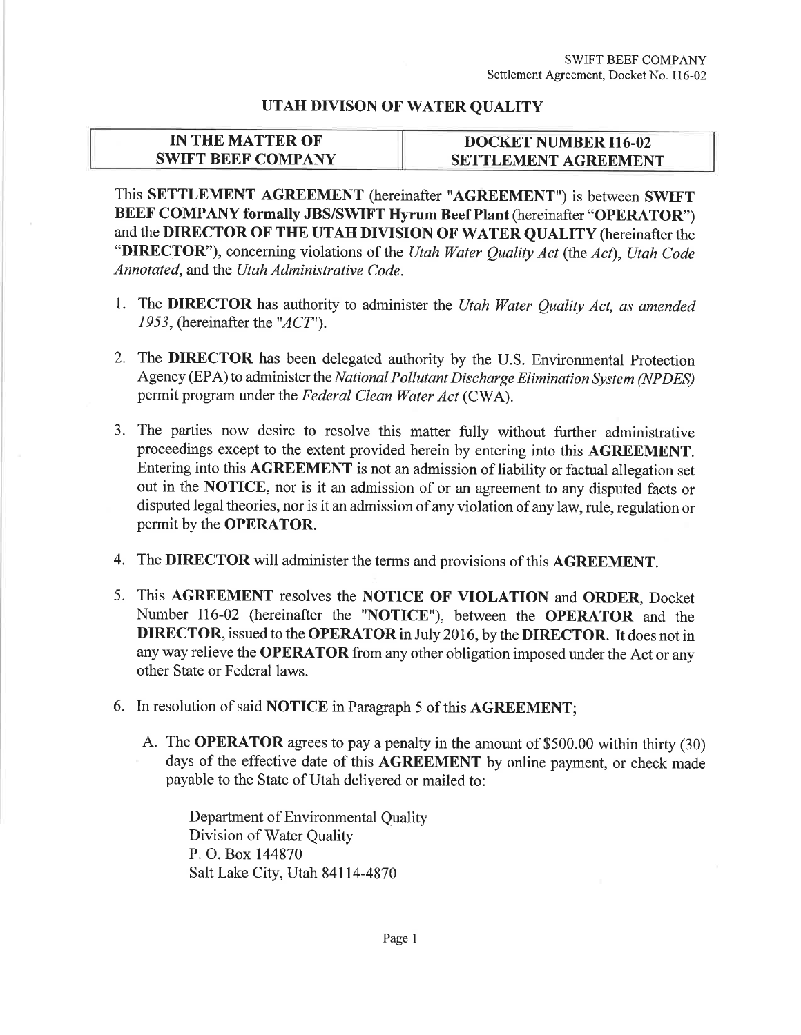## UTAH DIVISON OF WATER QUALITY

| IN THE MATTER OF SWIFT BEEF COMPANY | DOCKET NUMBER I16-02 SETTLEMENT AGREEMENT |
|---|---|

This **SETTLEMENT AGREEMENT** (hereinafter "**AGREEMENT**") is between **SWIFT BEEF COMPANY formally JBS/SWIFT Hyrum Beef Plant** (hereinafter "**OPERATOR**") and the **DIRECTOR OF THE UTAH DIVISION OF WATER QUALITY** (hereinafter the "**DIRECTOR**"), concerning violations of the *Utah Water Quality Act* (the *Act*), *Utah Code Annotated*, and the *Utah Administrative Code*.

1. The **DIRECTOR** has authority to administer the *Utah Water Quality Act, as amended 1953*, (hereinafter the "*ACT*").

2. The **DIRECTOR** has been delegated authority by the U.S. Environmental Protection Agency (EPA) to administer the *National Pollutant Discharge Elimination System (NPDES)* permit program under the *Federal Clean Water Act* (CWA).

3. The parties now desire to resolve this matter fully without further administrative proceedings except to the extent provided herein by entering into this **AGREEMENT**. Entering into this **AGREEMENT** is not an admission of liability or factual allegation set out in the **NOTICE**, nor is it an admission of or an agreement to any disputed facts or disputed legal theories, nor is it an admission of any violation of any law, rule, regulation or permit by the **OPERATOR**.

4. The **DIRECTOR** will administer the terms and provisions of this **AGREEMENT**.

5. This **AGREEMENT** resolves the **NOTICE OF VIOLATION** and **ORDER**, Docket Number I16-02 (hereinafter the "**NOTICE**"), between the **OPERATOR** and the **DIRECTOR**, issued to the **OPERATOR** in July 2016, by the **DIRECTOR**. It does not in any way relieve the **OPERATOR** from any other obligation imposed under the Act or any other State or Federal laws.

6. In resolution of said **NOTICE** in Paragraph 5 of this **AGREEMENT**;

   A. The **OPERATOR** agrees to pay a penalty in the amount of $500.00 within thirty (30) days of the effective date of this **AGREEMENT** by online payment, or check made payable to the State of Utah delivered or mailed to:

      Department of Environmental Quality
      Division of Water Quality
      P. O. Box 144870
      Salt Lake City, Utah 84114-4870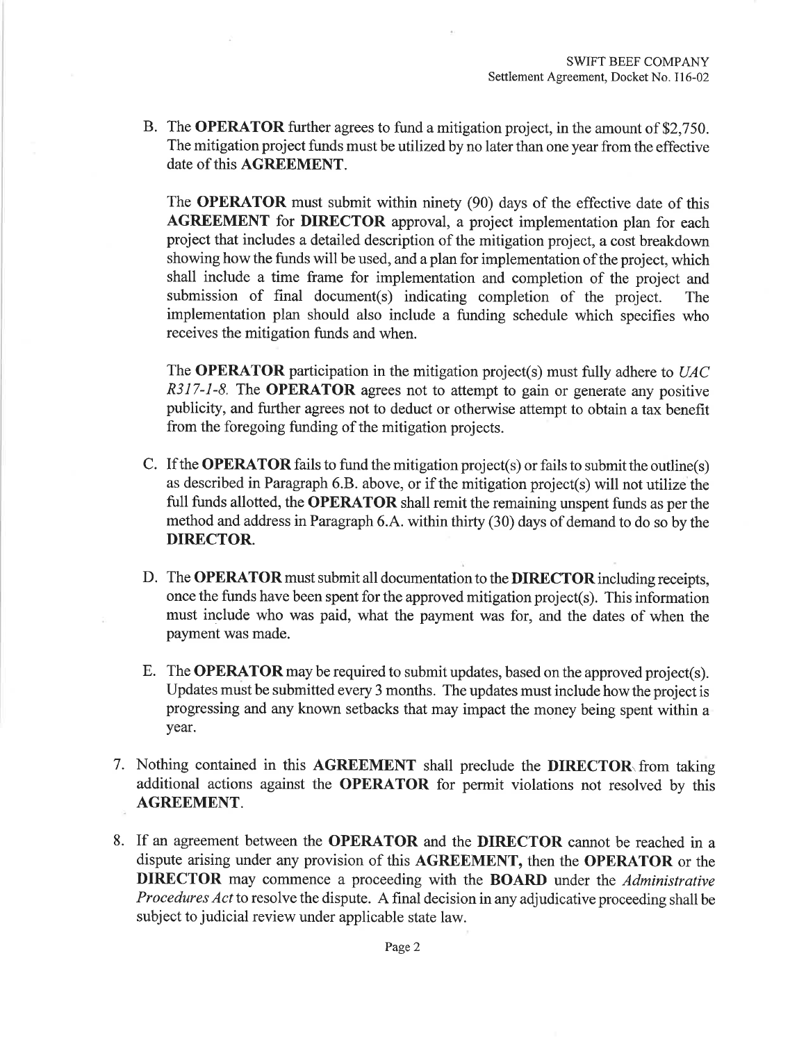B. The **OPERATOR** further agrees to fund a mitigation project, in the amount of $2,750. The mitigation project funds must be utilized by no later than one year from the effective date of this **AGREEMENT**.

   The **OPERATOR** must submit within ninety (90) days of the effective date of this **AGREEMENT** for **DIRECTOR** approval, a project implementation plan for each project that includes a detailed description of the mitigation project, a cost breakdown showing how the funds will be used, and a plan for implementation of the project, which shall include a time frame for implementation and completion of the project and submission of final document(s) indicating completion of the project. The implementation plan should also include a funding schedule which specifies who receives the mitigation funds and when.

   The **OPERATOR** participation in the mitigation project(s) must fully adhere to *UAC R317-1-8*. The **OPERATOR** agrees not to attempt to gain or generate any positive publicity, and further agrees not to deduct or otherwise attempt to obtain a tax benefit from the foregoing funding of the mitigation projects.

C. If the **OPERATOR** fails to fund the mitigation project(s) or fails to submit the outline(s) as described in Paragraph 6.B. above, or if the mitigation project(s) will not utilize the full funds allotted, the **OPERATOR** shall remit the remaining unspent funds as per the method and address in Paragraph 6.A. within thirty (30) days of demand to do so by the **DIRECTOR**.

D. The **OPERATOR** must submit all documentation to the **DIRECTOR** including receipts, once the funds have been spent for the approved mitigation project(s). This information must include who was paid, what the payment was for, and the dates of when the payment was made.

E. The **OPERATOR** may be required to submit updates, based on the approved project(s). Updates must be submitted every 3 months. The updates must include how the project is progressing and any known setbacks that may impact the money being spent within a year.

7. Nothing contained in this **AGREEMENT** shall preclude the **DIRECTOR** from taking additional actions against the **OPERATOR** for permit violations not resolved by this **AGREEMENT**.

8. If an agreement between the **OPERATOR** and the **DIRECTOR** cannot be reached in a dispute arising under any provision of this **AGREEMENT,** then the **OPERATOR** or the **DIRECTOR** may commence a proceeding with the **BOARD** under the *Administrative Procedures Act* to resolve the dispute. A final decision in any adjudicative proceeding shall be subject to judicial review under applicable state law.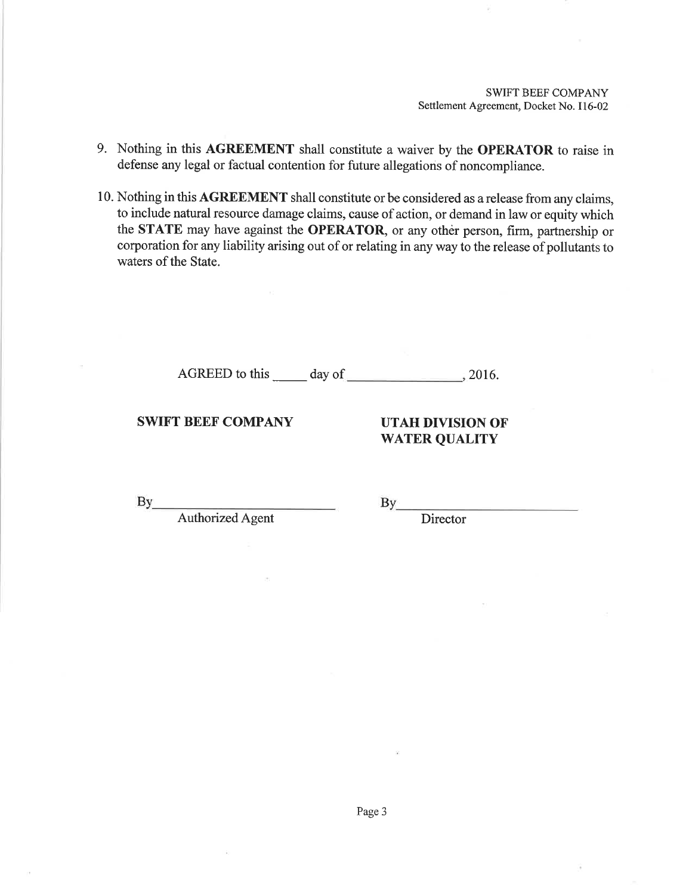9. Nothing in this **AGREEMENT** shall constitute a waiver by the **OPERATOR** to raise in defense any legal or factual contention for future allegations of noncompliance.

10. Nothing in this **AGREEMENT** shall constitute or be considered as a release from any claims, to include natural resource damage claims, cause of action, or demand in law or equity which the **STATE** may have against the **OPERATOR**, or any other person, firm, partnership or corporation for any liability arising out of or relating in any way to the release of pollutants to waters of the State.

AGREED to this _____ day of _______________, 2016.

**SWIFT BEEF COMPANY**

By_________________________
Authorized Agent

**UTAH DIVISION OF WATER QUALITY**

By_________________________
Director